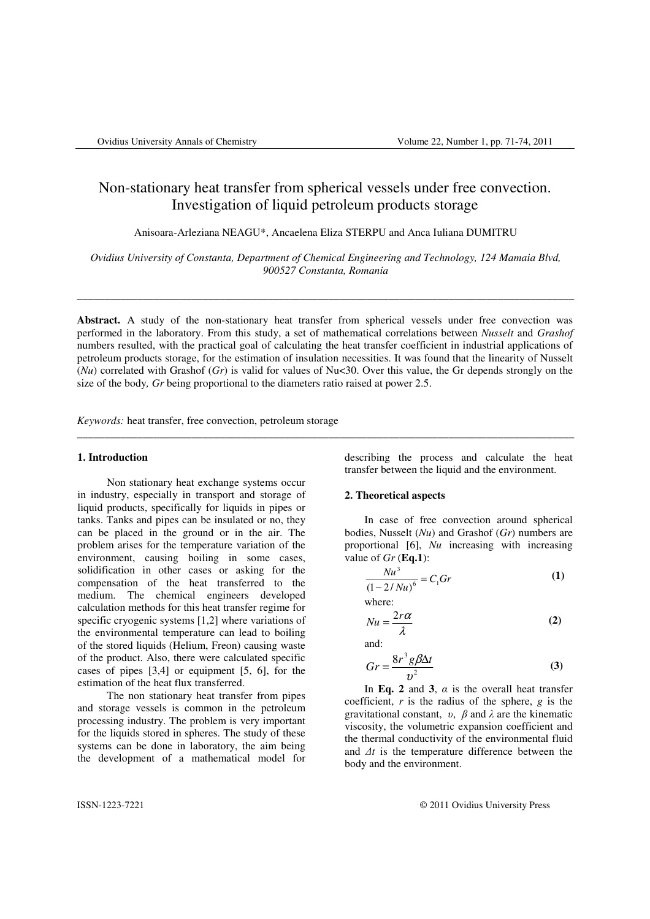# Non-stationary heat transfer from spherical vessels under free convection. Investigation of liquid petroleum products storage

Anisoara-Arleziana NEAGU*, Ancaelena Eliza STERPU and Anca Iuliana DUMITRU

*Ovidius University of Constanta, Department of Chemical Engineering and Technology, 124 Mamaia Blvd, 900527 Constanta, Romania*

---

**Abstract.** A study of the non-stationary heat transfer from spherical vessels under free convection was performed in the laboratory. From this study, a set of mathematical correlations between *Nusselt* and *Grashof* numbers resulted, with the practical goal of calculating the heat transfer coefficient in industrial applications of petroleum products storage, for the estimation of insulation necessities. It was found that the linearity of Nusselt (*Nu*) correlated with Grashof (*Gr*) is valid for values of Nu<30. Over this value, the Gr depends strongly on the size of the body*,* *Gr* being proportional to the diameters ratio raised at power 2.5.

*Keywords:* heat transfer, free convection, petroleum storage

---

## 1. Introduction

Non stationary heat exchange systems occur in industry, especially in transport and storage of liquid products, specifically for liquids in pipes or tanks. Tanks and pipes can be insulated or no, they can be placed in the ground or in the air. The problem arises for the temperature variation of the environment, causing boiling in some cases, solidification in other cases or asking for the compensation of the heat transferred to the medium. The chemical engineers developed calculation methods for this heat transfer regime for specific cryogenic systems [1,2] where variations of the environmental temperature can lead to boiling of the stored liquids (Helium, Freon) causing waste of the product. Also, there were calculated specific cases of pipes [3,4] or equipment [5, 6], for the estimation of the heat flux transferred.

The non stationary heat transfer from pipes and storage vessels is common in the petroleum processing industry. The problem is very important for the liquids stored in spheres. The study of these systems can be done in laboratory, the aim being the development of a mathematical model for describing the process and calculate the heat transfer between the liquid and the environment.

## 2. Theoretical aspects

In case of free convection around spherical bodies, Nusselt (*Nu*) and Grashof (*Gr*) numbers are proportional [6], *Nu* increasing with increasing value of *Gr* (**Eq.1**):

$$\frac{Nu^3}{(1-2/Nu)^6} = C_1 Gr \tag{1}$$

where:

$$Nu = \frac{2r\alpha}{\lambda} \tag{2}$$

and:

$$Gr = \frac{8r^3 g\beta\Delta t}{\upsilon^2} \tag{3}$$

In **Eq. 2** and **3**, $\alpha$ is the overall heat transfer coefficient, $r$ is the radius of the sphere, $g$ is the gravitational constant, $\upsilon$, $\beta$ and $\lambda$ are the kinematic viscosity, the volumetric expansion coefficient and the thermal conductivity of the environmental fluid and $\Delta t$ is the temperature difference between the body and the environment.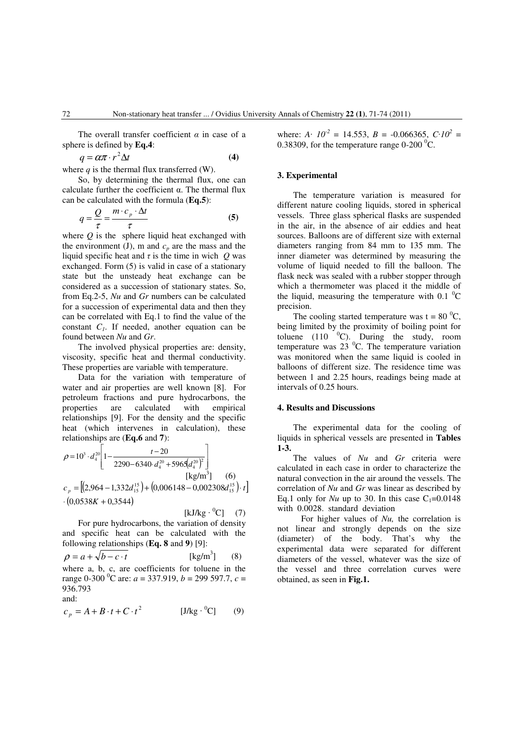The overall transfer coefficient $\alpha$ in case of a sphere is defined by **Eq.4**:

$$q = \alpha\pi \cdot r^2 \Delta t \qquad \textbf{(4)}$$

where $q$ is the thermal flux transferred (W).

So, by determining the thermal flux, one can calculate further the coefficient α. The thermal flux can be calculated with the formula (**Eq.5**):

$$q = \frac{Q}{\tau} = \frac{m \cdot c_p \cdot \Delta t}{\tau} \qquad \textbf{(5)}$$

where $Q$ is the sphere liquid heat exchanged with the environment (J), m and $c_p$ are the mass and the liquid specific heat and $\tau$ is the time in wich $Q$ was exchanged. Form (5) is valid in case of a stationary state but the unsteady heat exchange can be considered as a succession of stationary states. So, from Eq.2-5, *Nu* and *Gr* numbers can be calculated for a succession of experimental data and then they can be correlated with Eq.1 to find the value of the constant $C_1$. If needed, another equation can be found between *Nu* and *Gr*.

The involved physical properties are: density, viscosity, specific heat and thermal conductivity. These properties are variable with temperature.

Data for the variation with temperature of water and air properties are well known [8]. For petroleum fractions and pure hydrocarbons, the properties are calculated with empirical relationships [9]. For the density and the specific heat (which intervenes in calculation), these relationships are (**Eq.6** and **7**):

$$\rho = 10^3 \cdot d_4^{20} \left[ 1 - \frac{t - 20}{2290 - 6340 \cdot d_4^{20} + 5965 \left(d_4^{20}\right)^2} \right] \quad [\text{kg/m}^3] \qquad (6)$$

$$c_p = \left[ \left(2{,}964 - 1{,}332 d_{15}^{15}\right) + \left(0{,}006148 - 0{,}002308 d_{15}^{15}\right) \cdot t \right] \cdot \left(0{,}0538K + 0{,}3544\right) \quad [\text{kJ/kg} \cdot {}^0\text{C}] \qquad (7)$$

For pure hydrocarbons, the variation of density and specific heat can be calculated with the following relationships (**Eq. 8** and **9**) [9]:

$$\rho = a + \sqrt{b - c \cdot t} \qquad [\text{kg/m}^3] \qquad (8)$$

where a, b, c, are coefficients for toluene in the range 0-300 $^0$C are: $a$ = 337.919, $b$ = 299 597.7, $c$ = 936.793

and:

$$c_p = A + B \cdot t + C \cdot t^2 \qquad [\text{J/kg} \cdot {}^0\text{C}] \qquad (9)$$

where: $A \cdot 10^{-2}$ = 14.553, $B$ = -0.066365, $C \cdot 10^2$ = 0.38309, for the temperature range 0-200 $^0$C.

## 3. Experimental

The temperature variation is measured for different nature cooling liquids, stored in spherical vessels. Three glass spherical flasks are suspended in the air, in the absence of air eddies and heat sources. Balloons are of different size with external diameters ranging from 84 mm to 135 mm. The inner diameter was determined by measuring the volume of liquid needed to fill the balloon. The flask neck was sealed with a rubber stopper through which a thermometer was placed it the middle of the liquid, measuring the temperature with 0.1 $^0$C precision.

The cooling started temperature was t = 80 $^0$C, being limited by the proximity of boiling point for toluene (110 $^0$C). During the study, room temperature was 23 $^0$C. The temperature variation was monitored when the same liquid is cooled in balloons of different size. The residence time was between 1 and 2.25 hours, readings being made at intervals of 0.25 hours.

## 4. Results and Discussions

The experimental data for the cooling of liquids in spherical vessels are presented in **Tables 1-3.**

The values of *Nu* and *Gr* criteria were calculated in each case in order to characterize the natural convection in the air around the vessels. The correlation of *Nu* and *Gr* was linear as described by Eq.1 only for *Nu* up to 30. In this case $C_1$=0.0148 with 0.0028. standard deviation

For higher values of *Nu,* the correlation is not linear and strongly depends on the size (diameter) of the body. That's why the experimental data were separated for different diameters of the vessel, whatever was the size of the vessel and three correlation curves were obtained, as seen in **Fig.1.**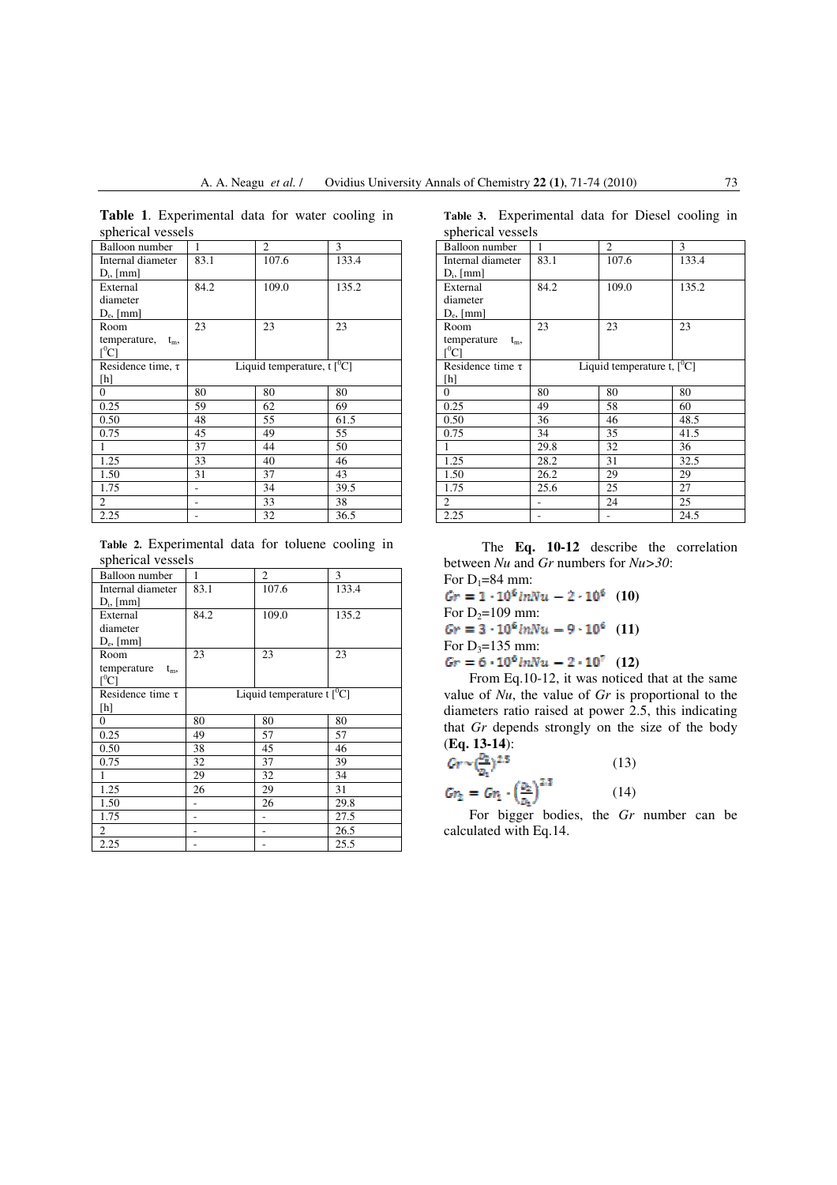**Table 1**. Experimental data for water cooling in spherical vessels

| Balloon number | 1 | 2 | 3 |
|---|---|---|---|
| Internal diameter $D_i$, [mm] | 83.1 | 107.6 | 133.4 |
| External diameter $D_e$, [mm] | 84.2 | 109.0 | 135.2 |
| Room temperature, $t_m$, [$^0$C] | 23 | 23 | 23 |
| Residence time, τ [h] | Liquid temperature, t [$^0$C] | | |
| 0 | 80 | 80 | 80 |
| 0.25 | 59 | 62 | 69 |
| 0.50 | 48 | 55 | 61.5 |
| 0.75 | 45 | 49 | 55 |
| 1 | 37 | 44 | 50 |
| 1.25 | 33 | 40 | 46 |
| 1.50 | 31 | 37 | 43 |
| 1.75 | - | 34 | 39.5 |
| 2 | - | 33 | 38 |
| 2.25 | - | 32 | 36.5 |

**Table 2.** Experimental data for toluene cooling in spherical vessels

| Balloon number | 1 | 2 | 3 |
|---|---|---|---|
| Internal diameter $D_i$, [mm] | 83.1 | 107.6 | 133.4 |
| External diameter $D_e$, [mm] | 84.2 | 109.0 | 135.2 |
| Room temperature $t_m$, [$^0$C] | 23 | 23 | 23 |
| Residence time τ [h] | Liquid temperature t [$^0$C] | | |
| 0 | 80 | 80 | 80 |
| 0.25 | 49 | 57 | 57 |
| 0.50 | 38 | 45 | 46 |
| 0.75 | 32 | 37 | 39 |
| 1 | 29 | 32 | 34 |
| 1.25 | 26 | 29 | 31 |
| 1.50 | - | 26 | 29.8 |
| 1.75 | - | - | 27.5 |
| 2 | - | - | 26.5 |
| 2.25 | - | - | 25.5 |

**Table 3.** Experimental data for Diesel cooling in spherical vessels

| Balloon number | 1 | 2 | 3 |
|---|---|---|---|
| Internal diameter $D_i$, [mm] | 83.1 | 107.6 | 133.4 |
| External diameter $D_e$, [mm] | 84.2 | 109.0 | 135.2 |
| Room temperature $t_m$, [$^0$C] | 23 | 23 | 23 |
| Residence time τ [h] | Liquid temperature t, [$^0$C] | | |
| 0 | 80 | 80 | 80 |
| 0.25 | 49 | 58 | 60 |
| 0.50 | 36 | 46 | 48.5 |
| 0.75 | 34 | 35 | 41.5 |
| 1 | 29.8 | 32 | 36 |
| 1.25 | 28.2 | 31 | 32.5 |
| 1.50 | 26.2 | 29 | 29 |
| 1.75 | 25.6 | 25 | 27 |
| 2 | - | 24 | 25 |
| 2.25 | - | - | 24.5 |

The **Eq. 10-12** describe the correlation between *Nu* and *Gr* numbers for *Nu>30*:

For $D_1$=84 mm:

$$Gr = 1 \cdot 10^6 \ln Nu - 2 \cdot 10^6 \quad \textbf{(10)}$$

For $D_2$=109 mm:

$$Gr = 3 \cdot 10^6 \ln Nu - 9 \cdot 10^6 \quad \textbf{(11)}$$

For $D_3$=135 mm:

$$Gr = 6 \cdot 10^6 \ln Nu - 2 \cdot 10^7 \quad \textbf{(12)}$$

From Eq.10-12, it was noticed that at the same value of *Nu*, the value of *Gr* is proportional to the diameters ratio raised at power 2.5, this indicating that *Gr* depends strongly on the size of the body (**Eq. 13-14**):

$$Gr \sim \left(\frac{D_2}{D_1}\right)^{2.5} \qquad (13)$$

$$Gr_2 = Gr_1 \cdot \left(\frac{D_2}{D_1}\right)^{2.5} \qquad (14)$$

For bigger bodies, the *Gr* number can be calculated with Eq.14.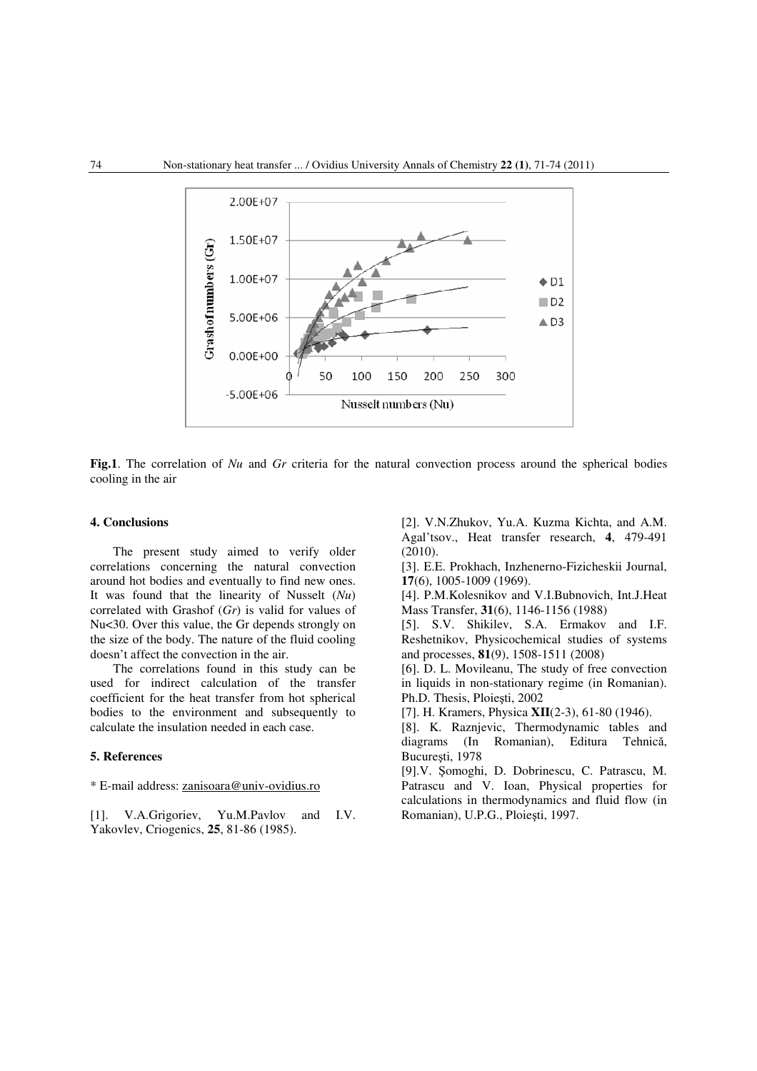2.00E+07
1.50E+07
1.00E+07
5.00E+06
0.00E+00
-5.00E+06

0 50 100 150 200 250 300

Grashof numbers (Gr)

Nusselt numbers (Nu)

D1
D2
D3

**Fig.1**. The correlation of *Nu* and *Gr* criteria for the natural convection process around the spherical bodies cooling in the air

#### 4. Conclusions

The present study aimed to verify older correlations concerning the natural convection around hot bodies and eventually to find new ones. It was found that the linearity of Nusselt (*Nu*) correlated with Grashof (*Gr*) is valid for values of Nu<30. Over this value, the Gr depends strongly on the size of the body. The nature of the fluid cooling doesn't affect the convection in the air.

The correlations found in this study can be used for indirect calculation of the transfer coefficient for the heat transfer from hot spherical bodies to the environment and subsequently to calculate the insulation needed in each case.

#### 5. References

* E-mail address: zanisoara@univ-ovidius.ro

[1]. V.A.Grigoriev, Yu.M.Pavlov and I.V. Yakovlev, Criogenics, **25**, 81-86 (1985).

[2]. V.N.Zhukov, Yu.A. Kuzma Kichta, and A.M. Agal'tsov., Heat transfer research, **4**, 479-491 (2010).

[3]. E.E. Prokhach, Inzhenerno-Fizicheskii Journal, **17**(6), 1005-1009 (1969).

[4]. P.M.Kolesnikov and V.I.Bubnovich, Int.J.Heat Mass Transfer, **31**(6), 1146-1156 (1988)

[5]. S.V. Shikilev, S.A. Ermakov and I.F. Reshetnikov, Physicochemical studies of systems and processes, **81**(9), 1508-1511 (2008)

[6]. D. L. Movileanu, The study of free convection in liquids in non-stationary regime (in Romanian). Ph.D. Thesis, Ploieşti, 2002

[7]. H. Kramers, Physica **XII**(2-3), 61-80 (1946).

[8]. K. Raznjevic, Thermodynamic tables and diagrams (In Romanian), Editura Tehnică, Bucureşti, 1978

[9].V. Şomoghi, D. Dobrinescu, C. Patrascu, M. Patrascu and V. Ioan, Physical properties for calculations in thermodynamics and fluid flow (in Romanian), U.P.G., Ploieşti, 1997.